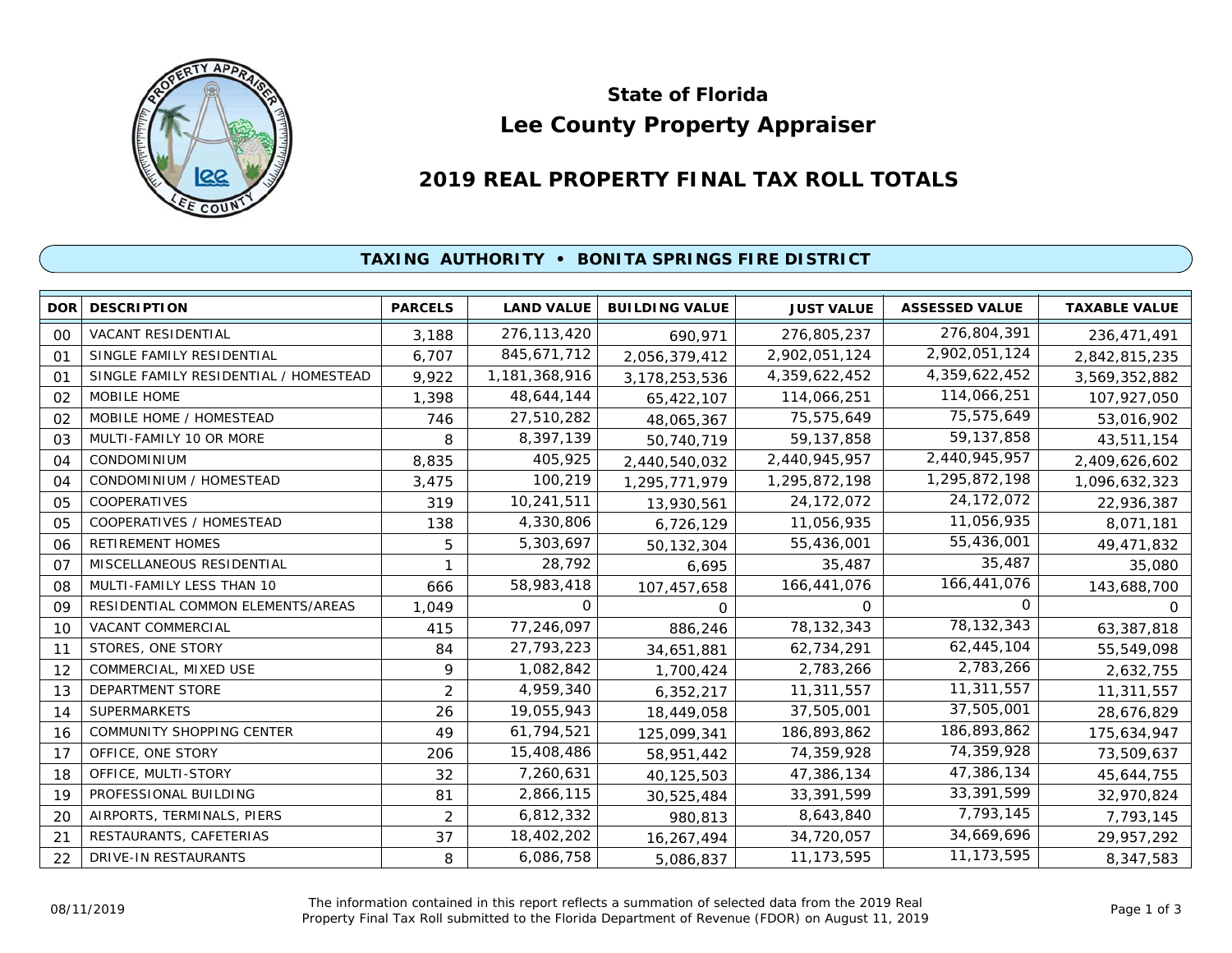# State of Florida
# Lee County Property Appraiser

## 2019 REAL PROPERTY FINAL TAX ROLL TOTALS

### TAXING AUTHORITY • BONITA SPRINGS FIRE DISTRICT

| DOR | DESCRIPTION | PARCELS | LAND VALUE | BUILDING VALUE | JUST VALUE | ASSESSED VALUE | TAXABLE VALUE |
|---|---|---|---|---|---|---|---|
| 00 | VACANT RESIDENTIAL | 3,188 | 276,113,420 | 690,971 | 276,805,237 | 276,804,391 | 236,471,491 |
| 01 | SINGLE FAMILY RESIDENTIAL | 6,707 | 845,671,712 | 2,056,379,412 | 2,902,051,124 | 2,902,051,124 | 2,842,815,235 |
| 01 | SINGLE FAMILY RESIDENTIAL / HOMESTEAD | 9,922 | 1,181,368,916 | 3,178,253,536 | 4,359,622,452 | 4,359,622,452 | 3,569,352,882 |
| 02 | MOBILE HOME | 1,398 | 48,644,144 | 65,422,107 | 114,066,251 | 114,066,251 | 107,927,050 |
| 02 | MOBILE HOME / HOMESTEAD | 746 | 27,510,282 | 48,065,367 | 75,575,649 | 75,575,649 | 53,016,902 |
| 03 | MULTI-FAMILY 10 OR MORE | 8 | 8,397,139 | 50,740,719 | 59,137,858 | 59,137,858 | 43,511,154 |
| 04 | CONDOMINIUM | 8,835 | 405,925 | 2,440,540,032 | 2,440,945,957 | 2,440,945,957 | 2,409,626,602 |
| 04 | CONDOMINIUM / HOMESTEAD | 3,475 | 100,219 | 1,295,771,979 | 1,295,872,198 | 1,295,872,198 | 1,096,632,323 |
| 05 | COOPERATIVES | 319 | 10,241,511 | 13,930,561 | 24,172,072 | 24,172,072 | 22,936,387 |
| 05 | COOPERATIVES / HOMESTEAD | 138 | 4,330,806 | 6,726,129 | 11,056,935 | 11,056,935 | 8,071,181 |
| 06 | RETIREMENT HOMES | 5 | 5,303,697 | 50,132,304 | 55,436,001 | 55,436,001 | 49,471,832 |
| 07 | MISCELLANEOUS RESIDENTIAL | 1 | 28,792 | 6,695 | 35,487 | 35,487 | 35,080 |
| 08 | MULTI-FAMILY LESS THAN 10 | 666 | 58,983,418 | 107,457,658 | 166,441,076 | 166,441,076 | 143,688,700 |
| 09 | RESIDENTIAL COMMON ELEMENTS/AREAS | 1,049 | 0 | 0 | 0 | 0 | 0 |
| 10 | VACANT COMMERCIAL | 415 | 77,246,097 | 886,246 | 78,132,343 | 78,132,343 | 63,387,818 |
| 11 | STORES, ONE STORY | 84 | 27,793,223 | 34,651,881 | 62,734,291 | 62,445,104 | 55,549,098 |
| 12 | COMMERCIAL, MIXED USE | 9 | 1,082,842 | 1,700,424 | 2,783,266 | 2,783,266 | 2,632,755 |
| 13 | DEPARTMENT STORE | 2 | 4,959,340 | 6,352,217 | 11,311,557 | 11,311,557 | 11,311,557 |
| 14 | SUPERMARKETS | 26 | 19,055,943 | 18,449,058 | 37,505,001 | 37,505,001 | 28,676,829 |
| 16 | COMMUNITY SHOPPING CENTER | 49 | 61,794,521 | 125,099,341 | 186,893,862 | 186,893,862 | 175,634,947 |
| 17 | OFFICE, ONE STORY | 206 | 15,408,486 | 58,951,442 | 74,359,928 | 74,359,928 | 73,509,637 |
| 18 | OFFICE, MULTI-STORY | 32 | 7,260,631 | 40,125,503 | 47,386,134 | 47,386,134 | 45,644,755 |
| 19 | PROFESSIONAL BUILDING | 81 | 2,866,115 | 30,525,484 | 33,391,599 | 33,391,599 | 32,970,824 |
| 20 | AIRPORTS, TERMINALS, PIERS | 2 | 6,812,332 | 980,813 | 8,643,840 | 7,793,145 | 7,793,145 |
| 21 | RESTAURANTS, CAFETERIAS | 37 | 18,402,202 | 16,267,494 | 34,720,057 | 34,669,696 | 29,957,292 |
| 22 | DRIVE-IN RESTAURANTS | 8 | 6,086,758 | 5,086,837 | 11,173,595 | 11,173,595 | 8,347,583 |

08/11/2019

The information contained in this report reflects a summation of selected data from the 2019 Real Property Final Tax Roll submitted to the Florida Department of Revenue (FDOR) on August 11, 2019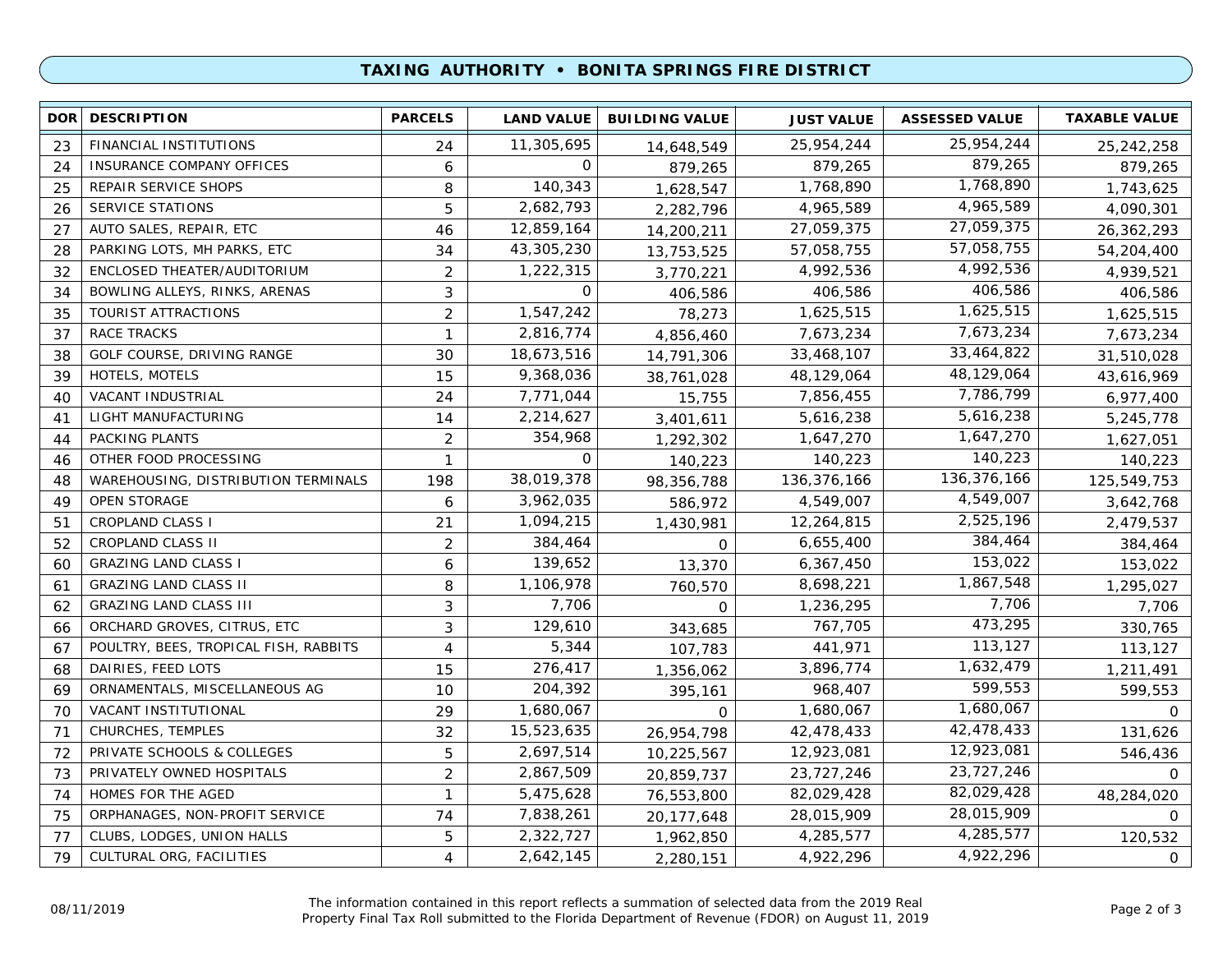## TAXING AUTHORITY • BONITA SPRINGS FIRE DISTRICT

| DOR | DESCRIPTION | PARCELS | LAND VALUE | BUILDING VALUE | JUST VALUE | ASSESSED VALUE | TAXABLE VALUE |
|---|---|---|---|---|---|---|---|
| 23 | FINANCIAL INSTITUTIONS | 24 | 11,305,695 | 14,648,549 | 25,954,244 | 25,954,244 | 25,242,258 |
| 24 | INSURANCE COMPANY OFFICES | 6 | 0 | 879,265 | 879,265 | 879,265 | 879,265 |
| 25 | REPAIR SERVICE SHOPS | 8 | 140,343 | 1,628,547 | 1,768,890 | 1,768,890 | 1,743,625 |
| 26 | SERVICE STATIONS | 5 | 2,682,793 | 2,282,796 | 4,965,589 | 4,965,589 | 4,090,301 |
| 27 | AUTO SALES, REPAIR, ETC | 46 | 12,859,164 | 14,200,211 | 27,059,375 | 27,059,375 | 26,362,293 |
| 28 | PARKING LOTS, MH PARKS, ETC | 34 | 43,305,230 | 13,753,525 | 57,058,755 | 57,058,755 | 54,204,400 |
| 32 | ENCLOSED THEATER/AUDITORIUM | 2 | 1,222,315 | 3,770,221 | 4,992,536 | 4,992,536 | 4,939,521 |
| 34 | BOWLING ALLEYS, RINKS, ARENAS | 3 | 0 | 406,586 | 406,586 | 406,586 | 406,586 |
| 35 | TOURIST ATTRACTIONS | 2 | 1,547,242 | 78,273 | 1,625,515 | 1,625,515 | 1,625,515 |
| 37 | RACE TRACKS | 1 | 2,816,774 | 4,856,460 | 7,673,234 | 7,673,234 | 7,673,234 |
| 38 | GOLF COURSE, DRIVING RANGE | 30 | 18,673,516 | 14,791,306 | 33,468,107 | 33,464,822 | 31,510,028 |
| 39 | HOTELS, MOTELS | 15 | 9,368,036 | 38,761,028 | 48,129,064 | 48,129,064 | 43,616,969 |
| 40 | VACANT INDUSTRIAL | 24 | 7,771,044 | 15,755 | 7,856,455 | 7,786,799 | 6,977,400 |
| 41 | LIGHT MANUFACTURING | 14 | 2,214,627 | 3,401,611 | 5,616,238 | 5,616,238 | 5,245,778 |
| 44 | PACKING PLANTS | 2 | 354,968 | 1,292,302 | 1,647,270 | 1,647,270 | 1,627,051 |
| 46 | OTHER FOOD PROCESSING | 1 | 0 | 140,223 | 140,223 | 140,223 | 140,223 |
| 48 | WAREHOUSING, DISTRIBUTION TERMINALS | 198 | 38,019,378 | 98,356,788 | 136,376,166 | 136,376,166 | 125,549,753 |
| 49 | OPEN STORAGE | 6 | 3,962,035 | 586,972 | 4,549,007 | 4,549,007 | 3,642,768 |
| 51 | CROPLAND CLASS I | 21 | 1,094,215 | 1,430,981 | 12,264,815 | 2,525,196 | 2,479,537 |
| 52 | CROPLAND CLASS II | 2 | 384,464 | 0 | 6,655,400 | 384,464 | 384,464 |
| 60 | GRAZING LAND CLASS I | 6 | 139,652 | 13,370 | 6,367,450 | 153,022 | 153,022 |
| 61 | GRAZING LAND CLASS II | 8 | 1,106,978 | 760,570 | 8,698,221 | 1,867,548 | 1,295,027 |
| 62 | GRAZING LAND CLASS III | 3 | 7,706 | 0 | 1,236,295 | 7,706 | 7,706 |
| 66 | ORCHARD GROVES, CITRUS, ETC | 3 | 129,610 | 343,685 | 767,705 | 473,295 | 330,765 |
| 67 | POULTRY, BEES, TROPICAL FISH, RABBITS | 4 | 5,344 | 107,783 | 441,971 | 113,127 | 113,127 |
| 68 | DAIRIES, FEED LOTS | 15 | 276,417 | 1,356,062 | 3,896,774 | 1,632,479 | 1,211,491 |
| 69 | ORNAMENTALS, MISCELLANEOUS AG | 10 | 204,392 | 395,161 | 968,407 | 599,553 | 599,553 |
| 70 | VACANT INSTITUTIONAL | 29 | 1,680,067 | 0 | 1,680,067 | 1,680,067 | 0 |
| 71 | CHURCHES, TEMPLES | 32 | 15,523,635 | 26,954,798 | 42,478,433 | 42,478,433 | 131,626 |
| 72 | PRIVATE SCHOOLS & COLLEGES | 5 | 2,697,514 | 10,225,567 | 12,923,081 | 12,923,081 | 546,436 |
| 73 | PRIVATELY OWNED HOSPITALS | 2 | 2,867,509 | 20,859,737 | 23,727,246 | 23,727,246 | 0 |
| 74 | HOMES FOR THE AGED | 1 | 5,475,628 | 76,553,800 | 82,029,428 | 82,029,428 | 48,284,020 |
| 75 | ORPHANAGES, NON-PROFIT SERVICE | 74 | 7,838,261 | 20,177,648 | 28,015,909 | 28,015,909 | 0 |
| 77 | CLUBS, LODGES, UNION HALLS | 5 | 2,322,727 | 1,962,850 | 4,285,577 | 4,285,577 | 120,532 |
| 79 | CULTURAL ORG, FACILITIES | 4 | 2,642,145 | 2,280,151 | 4,922,296 | 4,922,296 | 0 |

08/11/2019

The information contained in this report reflects a summation of selected data from the 2019 Real Property Final Tax Roll submitted to the Florida Department of Revenue (FDOR) on August 11, 2019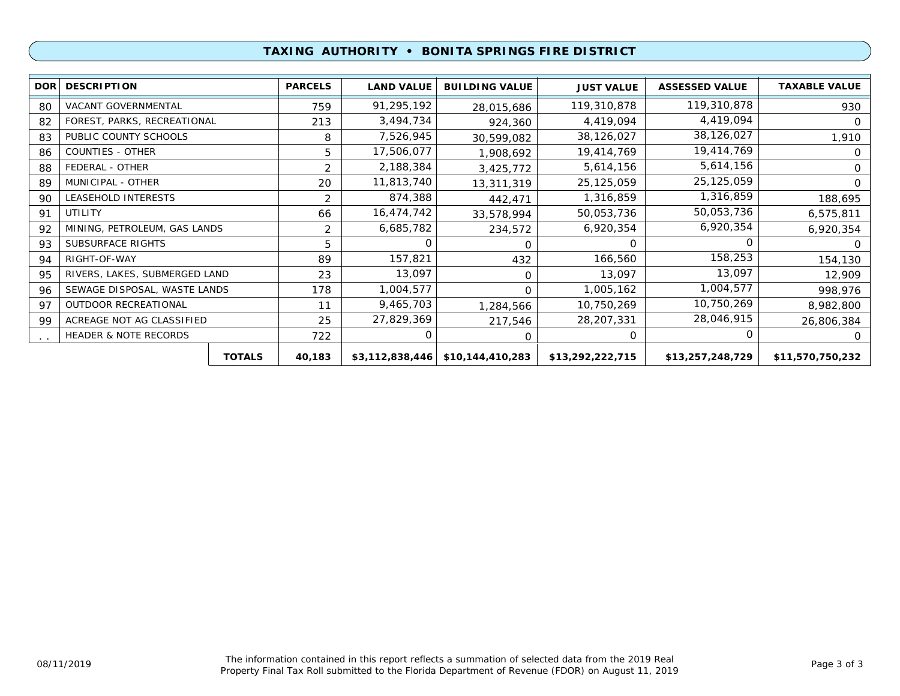## TAXING AUTHORITY • BONITA SPRINGS FIRE DISTRICT

| DOR | DESCRIPTION | PARCELS | LAND VALUE | BUILDING VALUE | JUST VALUE | ASSESSED VALUE | TAXABLE VALUE |
|---|---|---|---|---|---|---|---|
| 80 | VACANT GOVERNMENTAL | 759 | 91,295,192 | 28,015,686 | 119,310,878 | 119,310,878 | 930 |
| 82 | FOREST, PARKS, RECREATIONAL | 213 | 3,494,734 | 924,360 | 4,419,094 | 4,419,094 | 0 |
| 83 | PUBLIC COUNTY SCHOOLS | 8 | 7,526,945 | 30,599,082 | 38,126,027 | 38,126,027 | 1,910 |
| 86 | COUNTIES - OTHER | 5 | 17,506,077 | 1,908,692 | 19,414,769 | 19,414,769 | 0 |
| 88 | FEDERAL - OTHER | 2 | 2,188,384 | 3,425,772 | 5,614,156 | 5,614,156 | 0 |
| 89 | MUNICIPAL - OTHER | 20 | 11,813,740 | 13,311,319 | 25,125,059 | 25,125,059 | 0 |
| 90 | LEASEHOLD INTERESTS | 2 | 874,388 | 442,471 | 1,316,859 | 1,316,859 | 188,695 |
| 91 | UTILITY | 66 | 16,474,742 | 33,578,994 | 50,053,736 | 50,053,736 | 6,575,811 |
| 92 | MINING, PETROLEUM, GAS LANDS | 2 | 6,685,782 | 234,572 | 6,920,354 | 6,920,354 | 6,920,354 |
| 93 | SUBSURFACE RIGHTS | 5 | 0 | 0 | 0 | 0 | 0 |
| 94 | RIGHT-OF-WAY | 89 | 157,821 | 432 | 166,560 | 158,253 | 154,130 |
| 95 | RIVERS, LAKES, SUBMERGED LAND | 23 | 13,097 | 0 | 13,097 | 13,097 | 12,909 |
| 96 | SEWAGE DISPOSAL, WASTE LANDS | 178 | 1,004,577 | 0 | 1,005,162 | 1,004,577 | 998,976 |
| 97 | OUTDOOR RECREATIONAL | 11 | 9,465,703 | 1,284,566 | 10,750,269 | 10,750,269 | 8,982,800 |
| 99 | ACREAGE NOT AG CLASSIFIED | 25 | 27,829,369 | 217,546 | 28,207,331 | 28,046,915 | 26,806,384 |
| .. | HEADER & NOTE RECORDS | 722 | 0 | 0 | 0 | 0 | 0 |
| | **TOTALS** | **40,183** | **$3,112,838,446** | **$10,144,410,283** | **$13,292,222,715** | **$13,257,248,729** | **$11,570,750,232** |

08/11/2019

The information contained in this report reflects a summation of selected data from the 2019 Real Property Final Tax Roll submitted to the Florida Department of Revenue (FDOR) on August 11, 2019